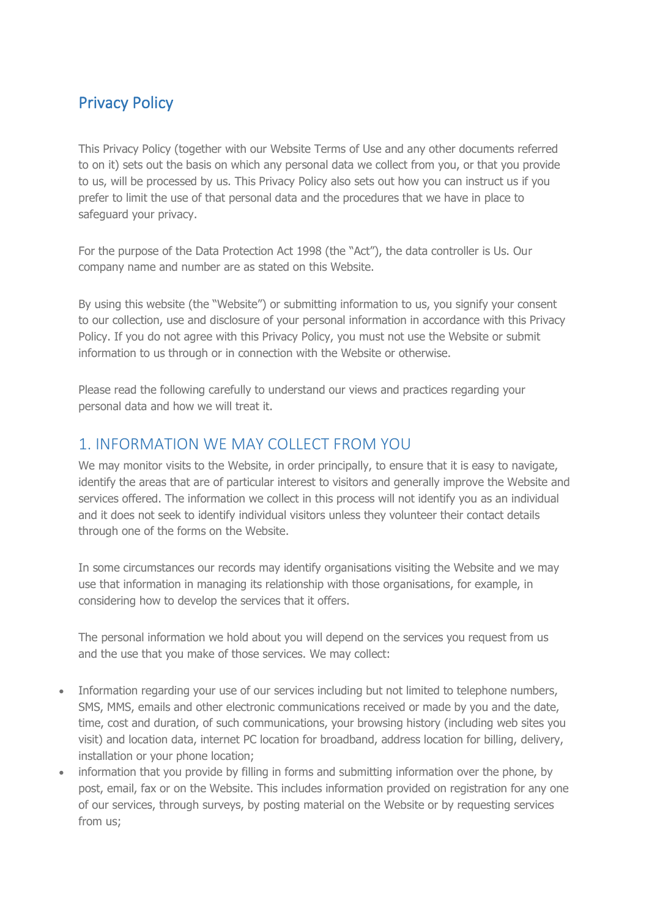# Privacy Policy

This Privacy Policy (together with our Website Terms of Use and any other documents referred to on it) sets out the basis on which any personal data we collect from you, or that you provide to us, will be processed by us. This Privacy Policy also sets out how you can instruct us if you prefer to limit the use of that personal data and the procedures that we have in place to safeguard your privacy.

For the purpose of the Data Protection Act 1998 (the "Act"), the data controller is Us. Our company name and number are as stated on this Website.

By using this website (the "Website") or submitting information to us, you signify your consent to our collection, use and disclosure of your personal information in accordance with this Privacy Policy. If you do not agree with this Privacy Policy, you must not use the Website or submit information to us through or in connection with the Website or otherwise.

Please read the following carefully to understand our views and practices regarding your personal data and how we will treat it.

## 1. INFORMATION WE MAY COLLECT FROM YOU

We may monitor visits to the Website, in order principally, to ensure that it is easy to navigate, identify the areas that are of particular interest to visitors and generally improve the Website and services offered. The information we collect in this process will not identify you as an individual and it does not seek to identify individual visitors unless they volunteer their contact details through one of the forms on the Website.

In some circumstances our records may identify organisations visiting the Website and we may use that information in managing its relationship with those organisations, for example, in considering how to develop the services that it offers.

The personal information we hold about you will depend on the services you request from us and the use that you make of those services. We may collect:

- Information regarding your use of our services including but not limited to telephone numbers, SMS, MMS, emails and other electronic communications received or made by you and the date, time, cost and duration, of such communications, your browsing history (including web sites you visit) and location data, internet PC location for broadband, address location for billing, delivery, installation or your phone location;
- information that you provide by filling in forms and submitting information over the phone, by post, email, fax or on the Website. This includes information provided on registration for any one of our services, through surveys, by posting material on the Website or by requesting services from us;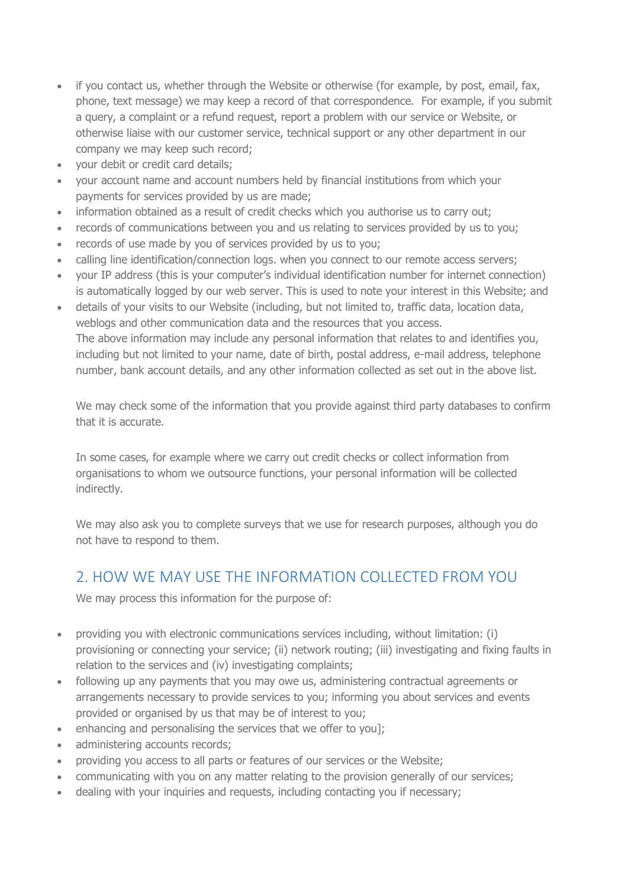- if you contact us, whether through the Website or otherwise (for example, by post, email, fax, phone, text message) we may keep a record of that correspondence.  For example, if you submit a query, a complaint or a refund request, report a problem with our service or Website, or otherwise liaise with our customer service, technical support or any other department in our company we may keep such record;
- your debit or credit card details;
- your account name and account numbers held by financial institutions from which your payments for services provided by us are made;
- information obtained as a result of credit checks which you authorise us to carry out;
- records of communications between you and us relating to services provided by us to you;
- records of use made by you of services provided by us to you;
- calling line identification/connection logs. when you connect to our remote access servers;
- your IP address (this is your computer's individual identification number for internet connection) is automatically logged by our web server. This is used to note your interest in this Website; and
- details of your visits to our Website (including, but not limited to, traffic data, location data, weblogs and other communication data and the resources that you access.
  The above information may include any personal information that relates to and identifies you, including but not limited to your name, date of birth, postal address, e-mail address, telephone number, bank account details, and any other information collected as set out in the above list.

  We may check some of the information that you provide against third party databases to confirm that it is accurate.

  In some cases, for example where we carry out credit checks or collect information from organisations to whom we outsource functions, your personal information will be collected indirectly.

  We may also ask you to complete surveys that we use for research purposes, although you do not have to respond to them.

## 2. HOW WE MAY USE THE INFORMATION COLLECTED FROM YOU

We may process this information for the purpose of:

- providing you with electronic communications services including, without limitation: (i) provisioning or connecting your service; (ii) network routing; (iii) investigating and fixing faults in relation to the services and (iv) investigating complaints;
- following up any payments that you may owe us, administering contractual agreements or arrangements necessary to provide services to you; informing you about services and events provided or organised by us that may be of interest to you;
- enhancing and personalising the services that we offer to you];
- administering accounts records;
- providing you access to all parts or features of our services or the Website;
- communicating with you on any matter relating to the provision generally of our services;
- dealing with your inquiries and requests, including contacting you if necessary;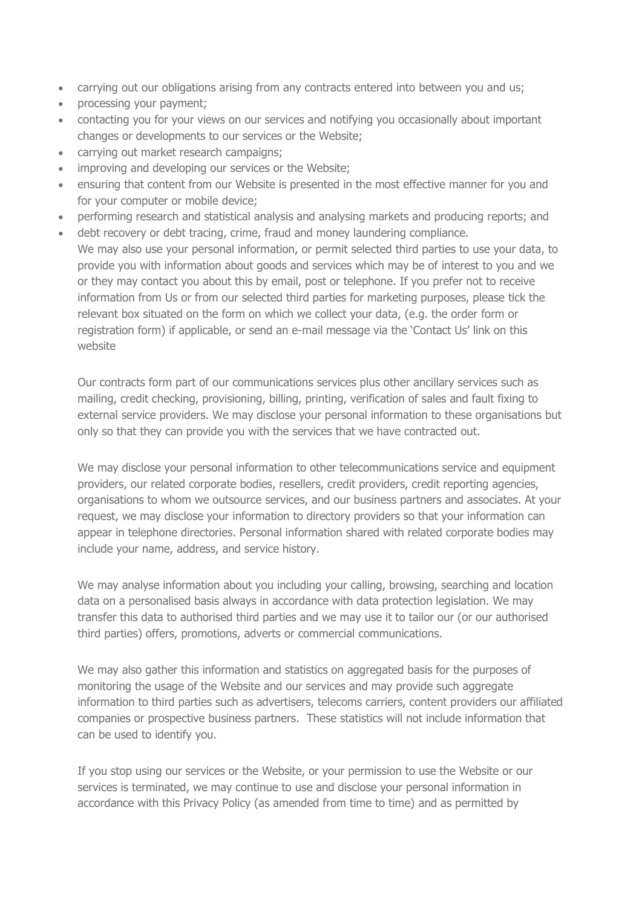- carrying out our obligations arising from any contracts entered into between you and us;
- processing your payment;
- contacting you for your views on our services and notifying you occasionally about important changes or developments to our services or the Website;
- carrying out market research campaigns;
- improving and developing our services or the Website;
- ensuring that content from our Website is presented in the most effective manner for you and for your computer or mobile device;
- performing research and statistical analysis and analysing markets and producing reports; and
- debt recovery or debt tracing, crime, fraud and money laundering compliance.

We may also use your personal information, or permit selected third parties to use your data, to provide you with information about goods and services which may be of interest to you and we or they may contact you about this by email, post or telephone. If you prefer not to receive information from Us or from our selected third parties for marketing purposes, please tick the relevant box situated on the form on which we collect your data, (e.g. the order form or registration form) if applicable, or send an e-mail message via the 'Contact Us' link on this website

Our contracts form part of our communications services plus other ancillary services such as mailing, credit checking, provisioning, billing, printing, verification of sales and fault fixing to external service providers. We may disclose your personal information to these organisations but only so that they can provide you with the services that we have contracted out.

We may disclose your personal information to other telecommunications service and equipment providers, our related corporate bodies, resellers, credit providers, credit reporting agencies, organisations to whom we outsource services, and our business partners and associates. At your request, we may disclose your information to directory providers so that your information can appear in telephone directories. Personal information shared with related corporate bodies may include your name, address, and service history.

We may analyse information about you including your calling, browsing, searching and location data on a personalised basis always in accordance with data protection legislation. We may transfer this data to authorised third parties and we may use it to tailor our (or our authorised third parties) offers, promotions, adverts or commercial communications.

We may also gather this information and statistics on aggregated basis for the purposes of monitoring the usage of the Website and our services and may provide such aggregate information to third parties such as advertisers, telecoms carriers, content providers our affiliated companies or prospective business partners. These statistics will not include information that can be used to identify you.

If you stop using our services or the Website, or your permission to use the Website or our services is terminated, we may continue to use and disclose your personal information in accordance with this Privacy Policy (as amended from time to time) and as permitted by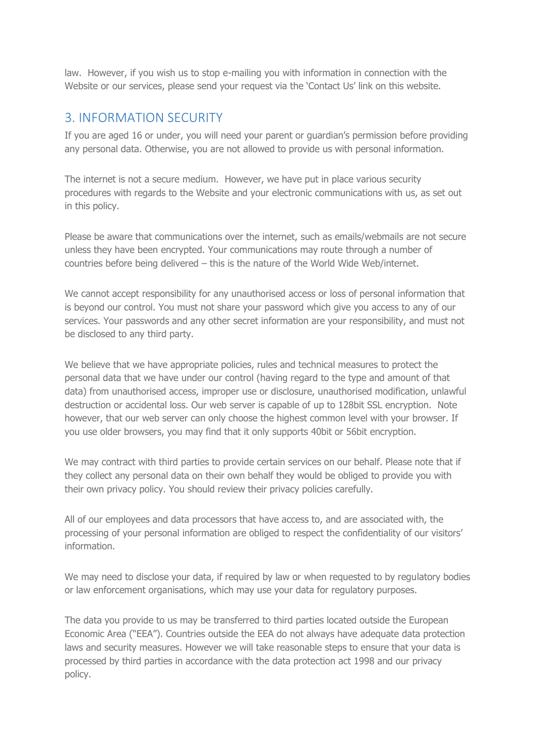law. However, if you wish us to stop e-mailing you with information in connection with the Website or our services, please send your request via the 'Contact Us' link on this website.

## 3. INFORMATION SECURITY

If you are aged 16 or under, you will need your parent or guardian's permission before providing any personal data. Otherwise, you are not allowed to provide us with personal information.

The internet is not a secure medium. However, we have put in place various security procedures with regards to the Website and your electronic communications with us, as set out in this policy.

Please be aware that communications over the internet, such as emails/webmails are not secure unless they have been encrypted. Your communications may route through a number of countries before being delivered – this is the nature of the World Wide Web/internet.

We cannot accept responsibility for any unauthorised access or loss of personal information that is beyond our control. You must not share your password which give you access to any of our services. Your passwords and any other secret information are your responsibility, and must not be disclosed to any third party.

We believe that we have appropriate policies, rules and technical measures to protect the personal data that we have under our control (having regard to the type and amount of that data) from unauthorised access, improper use or disclosure, unauthorised modification, unlawful destruction or accidental loss. Our web server is capable of up to 128bit SSL encryption. Note however, that our web server can only choose the highest common level with your browser. If you use older browsers, you may find that it only supports 40bit or 56bit encryption.

We may contract with third parties to provide certain services on our behalf. Please note that if they collect any personal data on their own behalf they would be obliged to provide you with their own privacy policy. You should review their privacy policies carefully.

All of our employees and data processors that have access to, and are associated with, the processing of your personal information are obliged to respect the confidentiality of our visitors' information.

We may need to disclose your data, if required by law or when requested to by regulatory bodies or law enforcement organisations, which may use your data for regulatory purposes.

The data you provide to us may be transferred to third parties located outside the European Economic Area ("EEA"). Countries outside the EEA do not always have adequate data protection laws and security measures. However we will take reasonable steps to ensure that your data is processed by third parties in accordance with the data protection act 1998 and our privacy policy.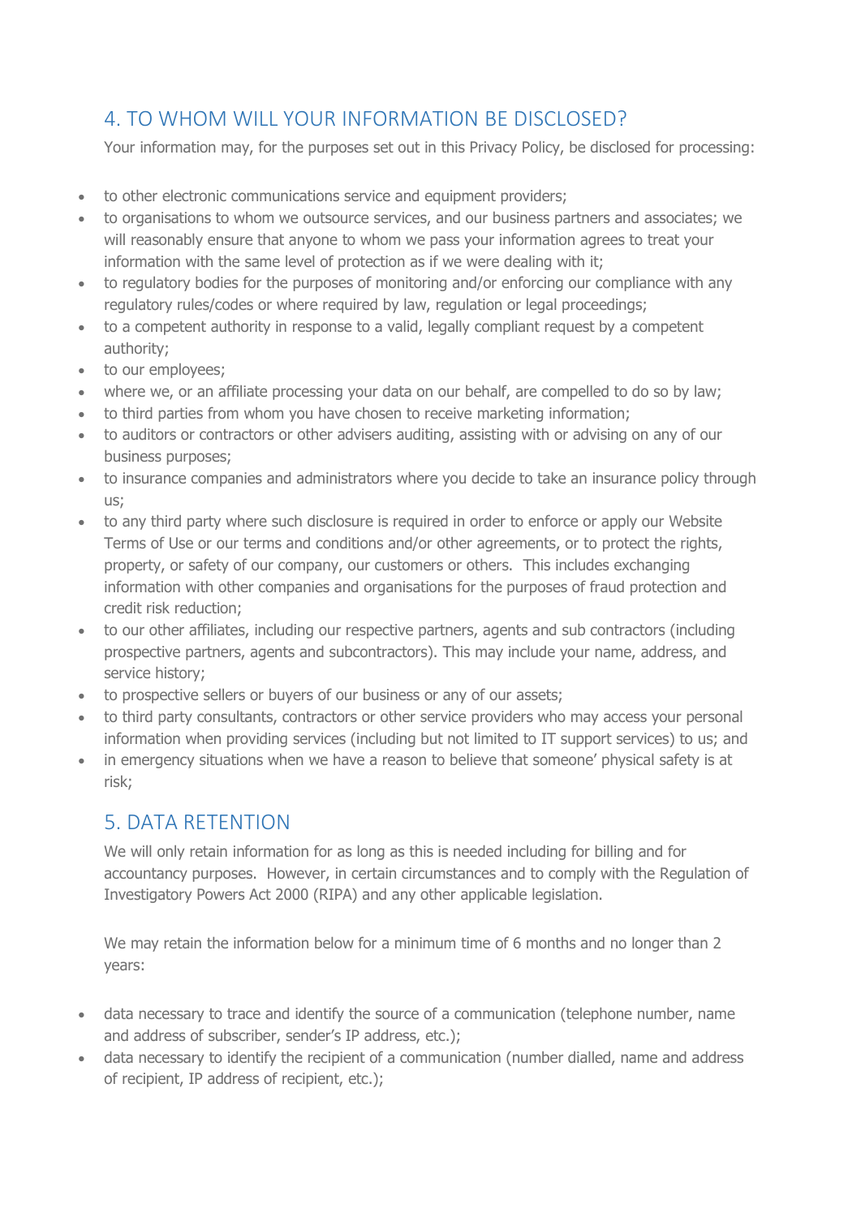## 4. TO WHOM WILL YOUR INFORMATION BE DISCLOSED?

Your information may, for the purposes set out in this Privacy Policy, be disclosed for processing:

- to other electronic communications service and equipment providers;
- to organisations to whom we outsource services, and our business partners and associates; we will reasonably ensure that anyone to whom we pass your information agrees to treat your information with the same level of protection as if we were dealing with it;
- to regulatory bodies for the purposes of monitoring and/or enforcing our compliance with any regulatory rules/codes or where required by law, regulation or legal proceedings;
- to a competent authority in response to a valid, legally compliant request by a competent authority;
- to our employees;
- where we, or an affiliate processing your data on our behalf, are compelled to do so by law;
- to third parties from whom you have chosen to receive marketing information;
- to auditors or contractors or other advisers auditing, assisting with or advising on any of our business purposes;
- to insurance companies and administrators where you decide to take an insurance policy through us;
- to any third party where such disclosure is required in order to enforce or apply our Website Terms of Use or our terms and conditions and/or other agreements, or to protect the rights, property, or safety of our company, our customers or others. This includes exchanging information with other companies and organisations for the purposes of fraud protection and credit risk reduction;
- to our other affiliates, including our respective partners, agents and sub contractors (including prospective partners, agents and subcontractors). This may include your name, address, and service history;
- to prospective sellers or buyers of our business or any of our assets;
- to third party consultants, contractors or other service providers who may access your personal information when providing services (including but not limited to IT support services) to us; and
- in emergency situations when we have a reason to believe that someone' physical safety is at risk;

## 5. DATA RETENTION

We will only retain information for as long as this is needed including for billing and for accountancy purposes. However, in certain circumstances and to comply with the Regulation of Investigatory Powers Act 2000 (RIPA) and any other applicable legislation.

We may retain the information below for a minimum time of 6 months and no longer than 2 years:

- data necessary to trace and identify the source of a communication (telephone number, name and address of subscriber, sender's IP address, etc.);
- data necessary to identify the recipient of a communication (number dialled, name and address of recipient, IP address of recipient, etc.);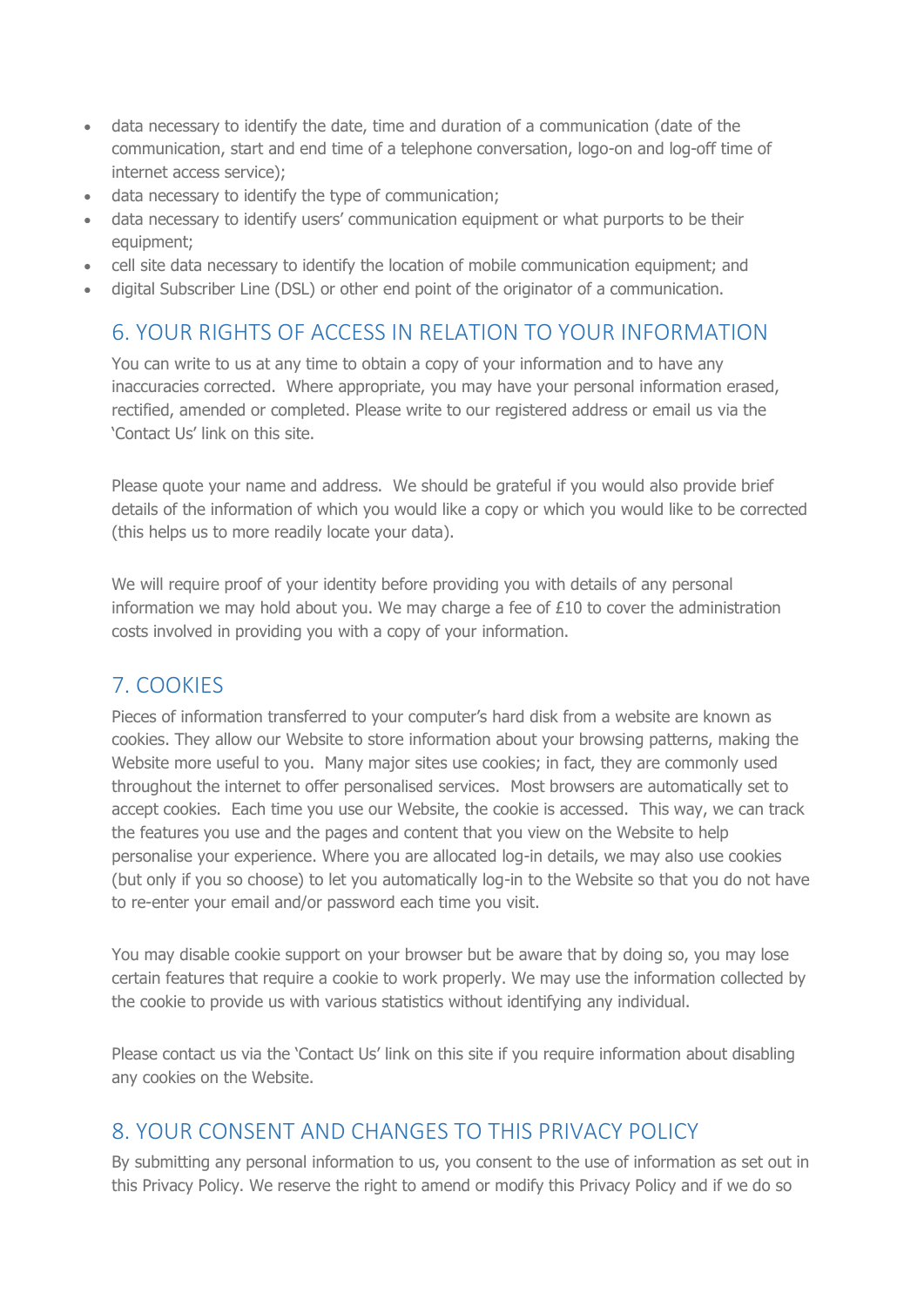- data necessary to identify the date, time and duration of a communication (date of the communication, start and end time of a telephone conversation, logo-on and log-off time of internet access service);
- data necessary to identify the type of communication;
- data necessary to identify users' communication equipment or what purports to be their equipment;
- cell site data necessary to identify the location of mobile communication equipment; and
- digital Subscriber Line (DSL) or other end point of the originator of a communication.

## 6. YOUR RIGHTS OF ACCESS IN RELATION TO YOUR INFORMATION

You can write to us at any time to obtain a copy of your information and to have any inaccuracies corrected. Where appropriate, you may have your personal information erased, rectified, amended or completed. Please write to our registered address or email us via the 'Contact Us' link on this site.

Please quote your name and address. We should be grateful if you would also provide brief details of the information of which you would like a copy or which you would like to be corrected (this helps us to more readily locate your data).

We will require proof of your identity before providing you with details of any personal information we may hold about you. We may charge a fee of £10 to cover the administration costs involved in providing you with a copy of your information.

## 7. COOKIES

Pieces of information transferred to your computer's hard disk from a website are known as cookies. They allow our Website to store information about your browsing patterns, making the Website more useful to you. Many major sites use cookies; in fact, they are commonly used throughout the internet to offer personalised services. Most browsers are automatically set to accept cookies. Each time you use our Website, the cookie is accessed. This way, we can track the features you use and the pages and content that you view on the Website to help personalise your experience. Where you are allocated log-in details, we may also use cookies (but only if you so choose) to let you automatically log-in to the Website so that you do not have to re-enter your email and/or password each time you visit.

You may disable cookie support on your browser but be aware that by doing so, you may lose certain features that require a cookie to work properly. We may use the information collected by the cookie to provide us with various statistics without identifying any individual.

Please contact us via the 'Contact Us' link on this site if you require information about disabling any cookies on the Website.

## 8. YOUR CONSENT AND CHANGES TO THIS PRIVACY POLICY

By submitting any personal information to us, you consent to the use of information as set out in this Privacy Policy. We reserve the right to amend or modify this Privacy Policy and if we do so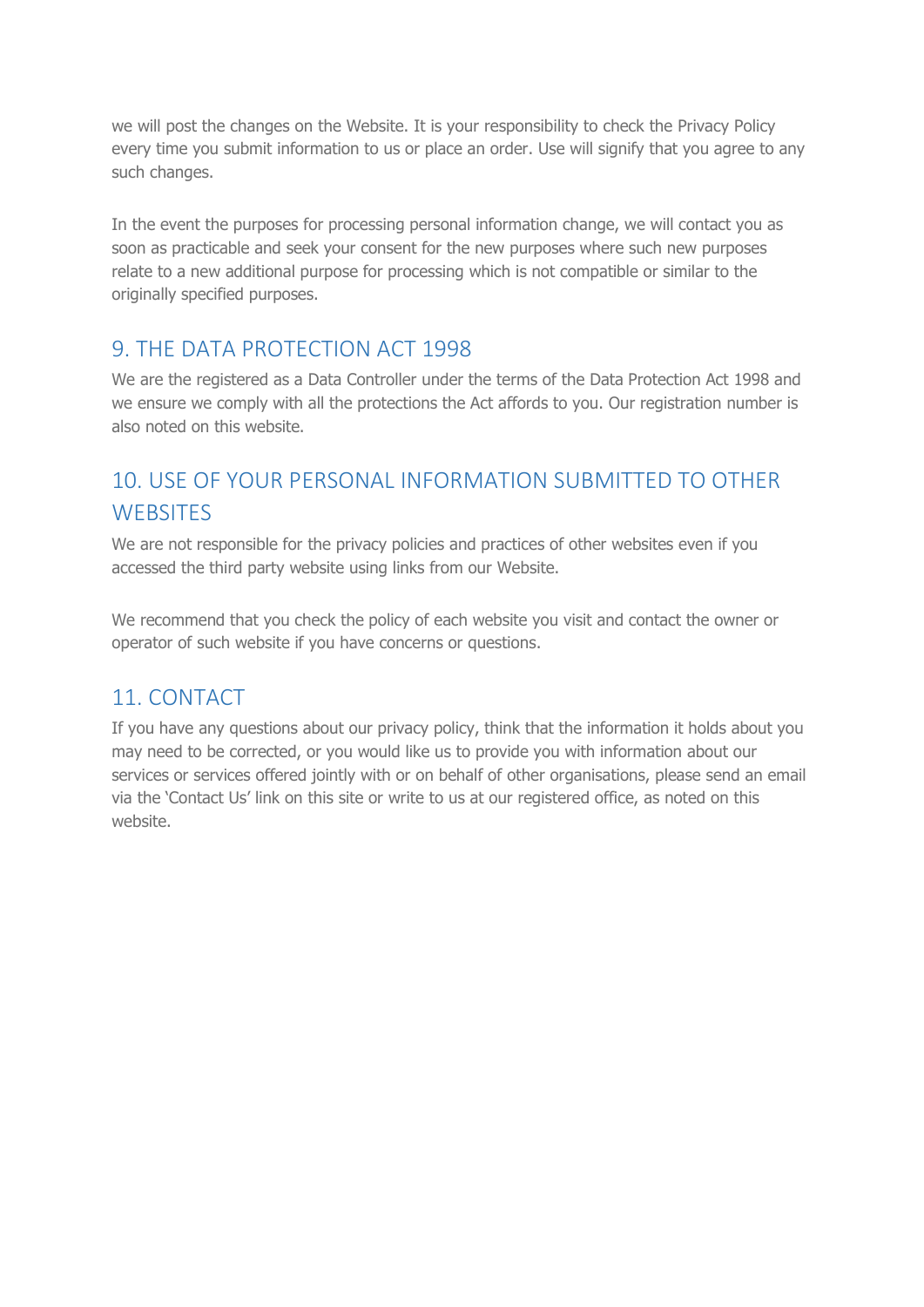we will post the changes on the Website. It is your responsibility to check the Privacy Policy every time you submit information to us or place an order. Use will signify that you agree to any such changes.

In the event the purposes for processing personal information change, we will contact you as soon as practicable and seek your consent for the new purposes where such new purposes relate to a new additional purpose for processing which is not compatible or similar to the originally specified purposes.

## 9. THE DATA PROTECTION ACT 1998

We are the registered as a Data Controller under the terms of the Data Protection Act 1998 and we ensure we comply with all the protections the Act affords to you. Our registration number is also noted on this website.

## 10. USE OF YOUR PERSONAL INFORMATION SUBMITTED TO OTHER WEBSITES

We are not responsible for the privacy policies and practices of other websites even if you accessed the third party website using links from our Website.

We recommend that you check the policy of each website you visit and contact the owner or operator of such website if you have concerns or questions.

## 11. CONTACT

If you have any questions about our privacy policy, think that the information it holds about you may need to be corrected, or you would like us to provide you with information about our services or services offered jointly with or on behalf of other organisations, please send an email via the 'Contact Us' link on this site or write to us at our registered office, as noted on this website.